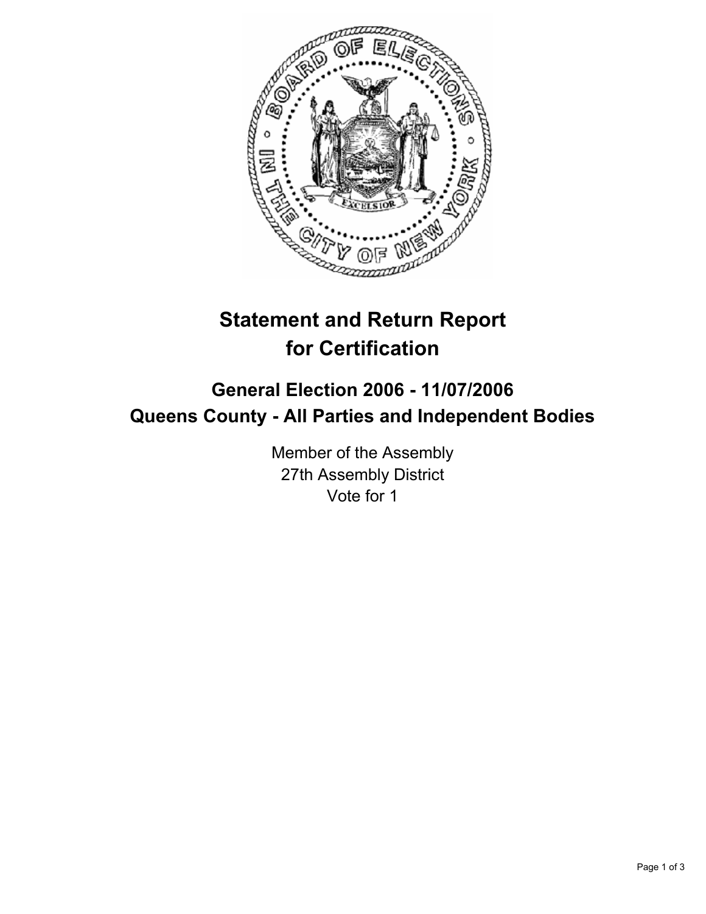# Statement and Return Report for Certification

## General Election 2006 - 11/07/2006
## Queens County - All Parties and Independent Bodies

Member of the Assembly
27th Assembly District
Vote for 1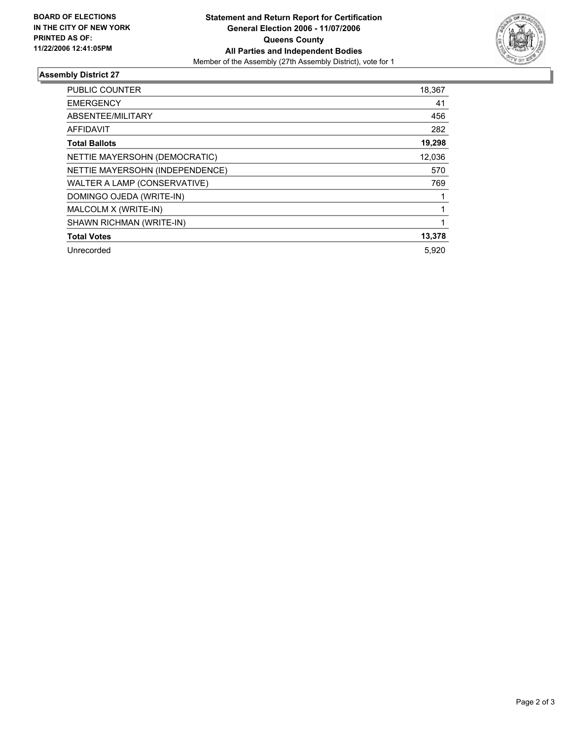**BOARD OF ELECTIONS IN THE CITY OF NEW YORK PRINTED AS OF: 11/22/2006 12:41:05PM**

# Statement and Return Report for Certification
## General Election 2006 - 11/07/2006
## Queens County
## All Parties and Independent Bodies

Member of the Assembly (27th Assembly District), vote for 1

### Assembly District 27

| | |
|---|---|
| PUBLIC COUNTER | 18,367 |
| EMERGENCY | 41 |
| ABSENTEE/MILITARY | 456 |
| AFFIDAVIT | 282 |
| **Total Ballots** | **19,298** |
| NETTIE MAYERSOHN (DEMOCRATIC) | 12,036 |
| NETTIE MAYERSOHN (INDEPENDENCE) | 570 |
| WALTER A LAMP (CONSERVATIVE) | 769 |
| DOMINGO OJEDA (WRITE-IN) | 1 |
| MALCOLM X (WRITE-IN) | 1 |
| SHAWN RICHMAN (WRITE-IN) | 1 |
| **Total Votes** | **13,378** |
| Unrecorded | 5,920 |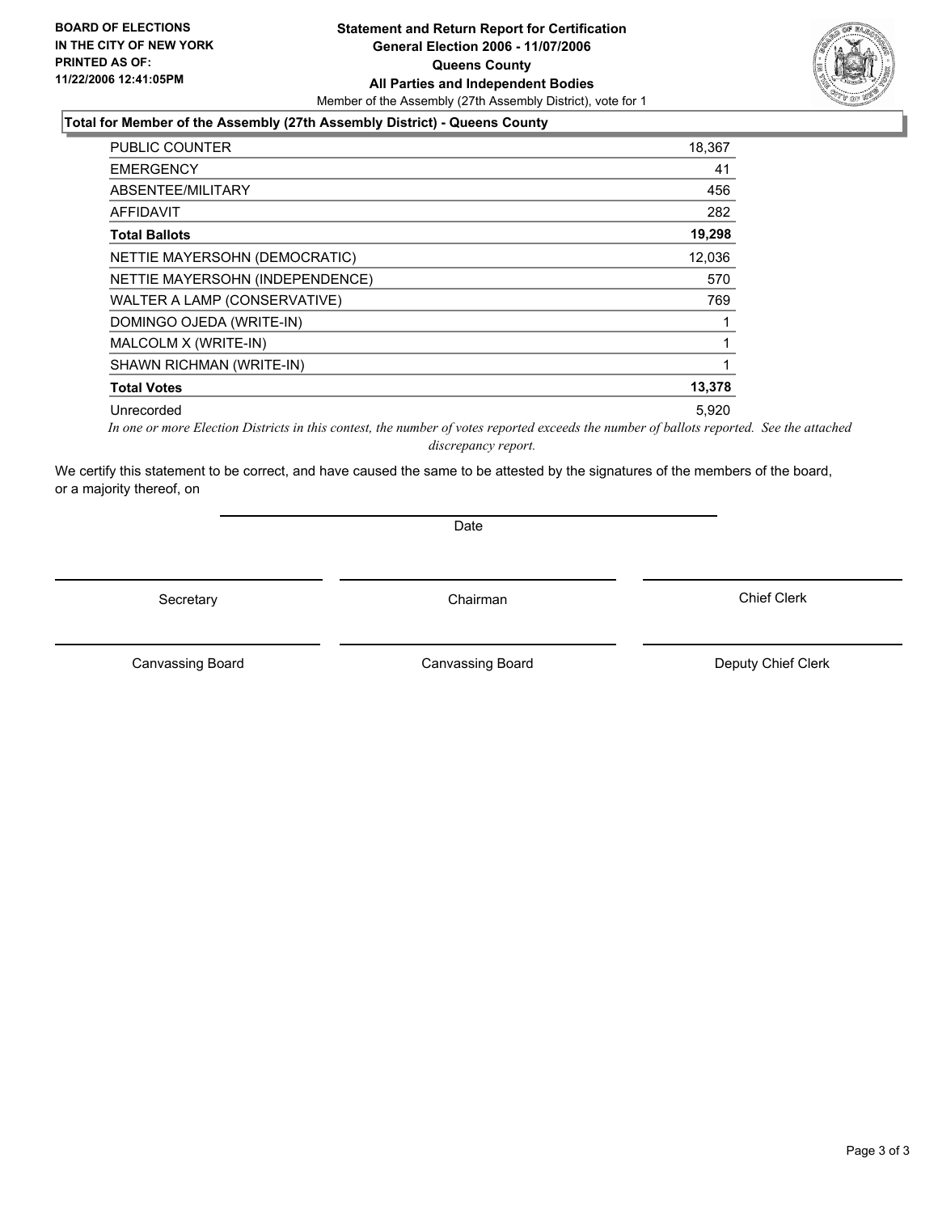**BOARD OF ELECTIONS IN THE CITY OF NEW YORK PRINTED AS OF: 11/22/2006 12:41:05PM**

**Statement and Return Report for Certification**
**General Election 2006 - 11/07/2006**
**Queens County**
**All Parties and Independent Bodies**
Member of the Assembly (27th Assembly District), vote for 1

**Total for Member of the Assembly (27th Assembly District) - Queens County**

| | |
|---|---|
| PUBLIC COUNTER | 18,367 |
| EMERGENCY | 41 |
| ABSENTEE/MILITARY | 456 |
| AFFIDAVIT | 282 |
| **Total Ballots** | **19,298** |
| NETTIE MAYERSOHN (DEMOCRATIC) | 12,036 |
| NETTIE MAYERSOHN (INDEPENDENCE) | 570 |
| WALTER A LAMP (CONSERVATIVE) | 769 |
| DOMINGO OJEDA (WRITE-IN) | 1 |
| MALCOLM X (WRITE-IN) | 1 |
| SHAWN RICHMAN (WRITE-IN) | 1 |
| **Total Votes** | **13,378** |
| Unrecorded | 5,920 |

*In one or more Election Districts in this contest, the number of votes reported exceeds the number of ballots reported. See the attached discrepancy report.*

We certify this statement to be correct, and have caused the same to be attested by the signatures of the members of the board, or a majority thereof, on

Date

Secretary | Chairman | Chief Clerk

Canvassing Board | Canvassing Board | Deputy Chief Clerk